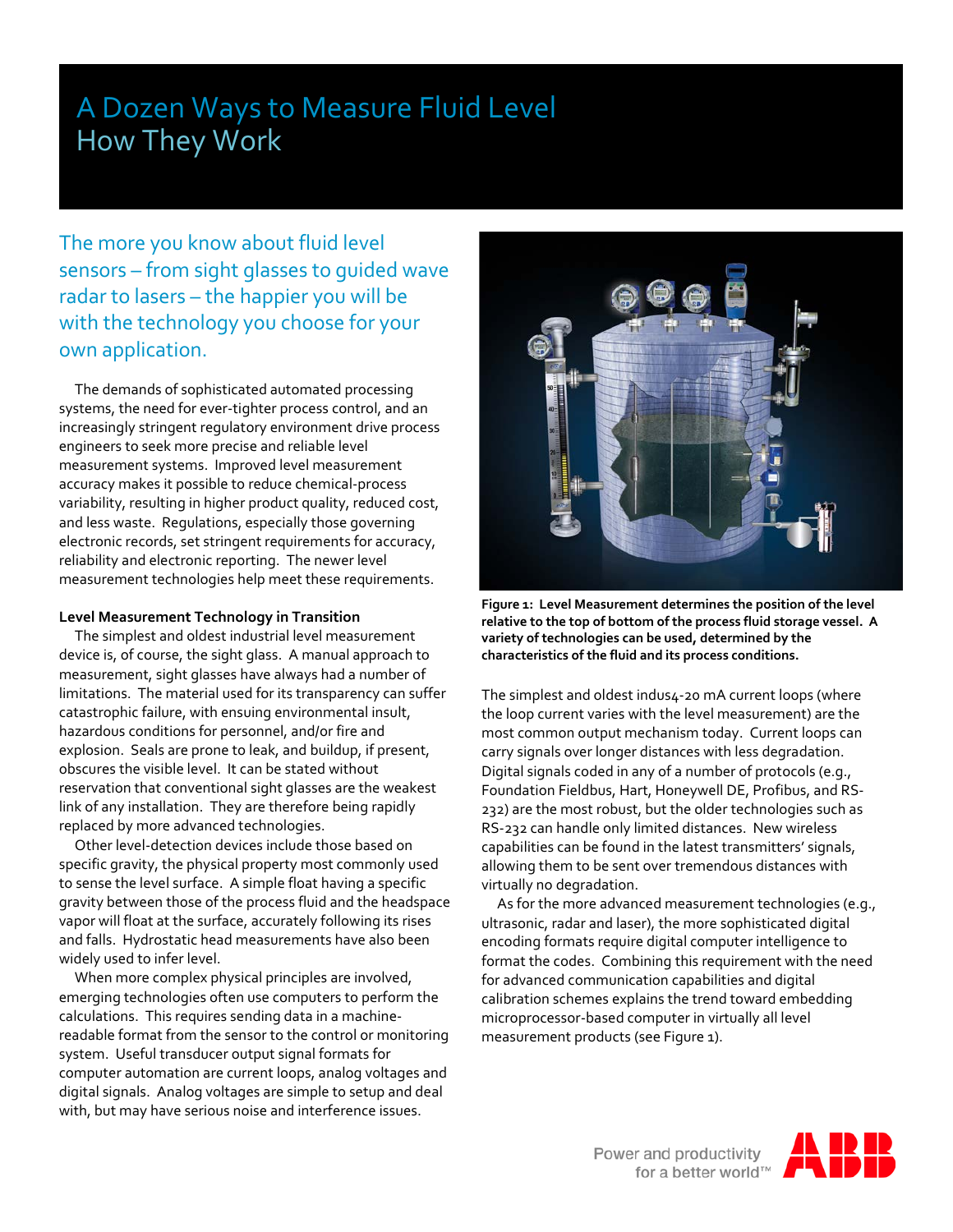# A Dozen Ways to Measure Fluid Level
## How They Work

### The more you know about fluid level sensors – from sight glasses to guided wave radar to lasers – the happier you will be with the technology you choose for your own application.

The demands of sophisticated automated processing systems, the need for ever-tighter process control, and an increasingly stringent regulatory environment drive process engineers to seek more precise and reliable level measurement systems. Improved level measurement accuracy makes it possible to reduce chemical-process variability, resulting in higher product quality, reduced cost, and less waste. Regulations, especially those governing electronic records, set stringent requirements for accuracy, reliability and electronic reporting. The newer level measurement technologies help meet these requirements.

**Level Measurement Technology in Transition**

The simplest and oldest industrial level measurement device is, of course, the sight glass. A manual approach to measurement, sight glasses have always had a number of limitations. The material used for its transparency can suffer catastrophic failure, with ensuing environmental insult, hazardous conditions for personnel, and/or fire and explosion. Seals are prone to leak, and buildup, if present, obscures the visible level. It can be stated without reservation that conventional sight glasses are the weakest link of any installation. They are therefore being rapidly replaced by more advanced technologies.

Other level-detection devices include those based on specific gravity, the physical property most commonly used to sense the level surface. A simple float having a specific gravity between the process fluid and the headspace vapor will float at the surface, accurately following its rises and falls. Hydrostatic head measurements have also been widely used to infer level.

When more complex physical principles are involved, emerging technologies often use computers to perform the calculations. This requires sending data in a machine-readable format from the sensor to the control or monitoring system. Useful transducer output signal formats for computer automation are current loops, analog voltages and digital signals. Analog voltages are simple to setup and deal with, but may have serious noise and interference issues.

**Figure 1: Level Measurement determines the position of the level relative to the top of bottom of the process fluid storage vessel. A variety of technologies can be used, determined by the characteristics of the fluid and its process conditions.**

The simplest and oldest indus4-20 mA current loops (where the loop current varies with the level measurement) are the most common output mechanism today. Current loops can carry signals over longer distances with less degradation. Digital signals coded in any of a number of protocols (e.g., Foundation Fieldbus, Hart, Honeywell DE, Profibus, and RS-232) are the most robust, but the older technologies such as RS-232 can handle only limited distances. New wireless capabilities can be found in the latest transmitters' signals, allowing them to be sent over tremendous distances with virtually no degradation.

As for the more advanced measurement technologies (e.g., ultrasonic, radar and laser), the more sophisticated digital encoding formats require digital computer intelligence to format the codes. Combining this requirement with the need for advanced communication capabilities and digital calibration schemes explains the trend toward embedding microprocessor-based computer in virtually all level measurement products (see Figure 1).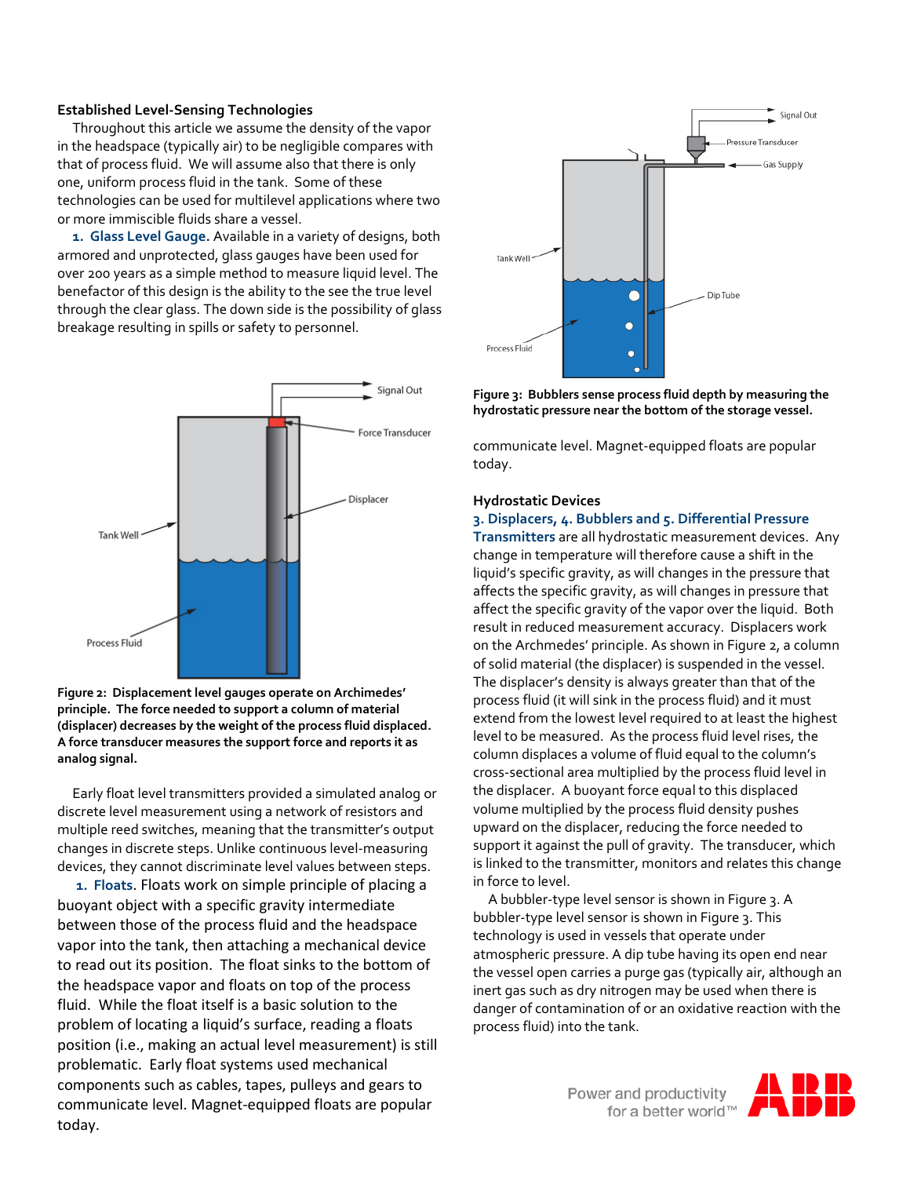## Established Level-Sensing Technologies

Throughout this article we assume the density of the vapor in the headspace (typically air) to be negligible compares with that of process fluid. We will assume also that there is only one, uniform process fluid in the tank. Some of these technologies can be used for multilevel applications where two or more immiscible fluids share a vessel.

**1. Glass Level Gauge.** Available in a variety of designs, both armored and unprotected, glass gauges have been used for over 200 years as a simple method to measure liquid level. The benefactor of this design is the ability to the see the true level through the clear glass. The down side is the possibility of glass breakage resulting in spills or safety to personnel.

**Figure 2: Displacement level gauges operate on Archimedes' principle. The force needed to support a column of material (displacer) decreases by the weight of the process fluid displaced. A force transducer measures the support force and reports it as analog signal.**

Early float level transmitters provided a simulated analog or discrete level measurement using a network of resistors and multiple reed switches, meaning that the transmitter's output changes in discrete steps. Unlike continuous level-measuring devices, they cannot discriminate level values between steps.

**1. Floats.** Floats work on simple principle of placing a buoyant object with a specific gravity intermediate between those of the process fluid and the headspace vapor into the tank, then attaching a mechanical device to read out its position. The float sinks to the bottom of the headspace vapor and floats on top of the process fluid. While the float itself is a basic solution to the problem of locating a liquid's surface, reading a floats position (i.e., making an actual level measurement) is still problematic. Early float systems used mechanical components such as cables, tapes, pulleys and gears to communicate level. Magnet-equipped floats are popular today.

**Figure 3: Bubblers sense process fluid depth by measuring the hydrostatic pressure near the bottom of the storage vessel.**

communicate level. Magnet-equipped floats are popular today.

### Hydrostatic Devices

**3. Displacers, 4. Bubblers and 5. Differential Pressure Transmitters** are all hydrostatic measurement devices. Any change in temperature will therefore cause a shift in the liquid's specific gravity, as will changes in the pressure that affects the specific gravity, as will changes in pressure that affect the specific gravity of the vapor over the liquid. Both result in reduced measurement accuracy. Displacers work on the Archmedes' principle. As shown in Figure 2, a column of solid material (the displacer) is suspended in the vessel. The displacer's density is always greater than that of the process fluid (it will sink in the process fluid) and it must extend from the lowest level required to at least the highest level to be measured. As the process fluid level rises, the column displaces a volume of fluid equal to the column's cross-sectional area multiplied by the process fluid level in the displacer. A buoyant force equal to this displaced volume multiplied by the process fluid density pushes upward on the displacer, reducing the force needed to support it against the pull of gravity. The transducer, which is linked to the transmitter, monitors and relates this change in force to level.

A bubbler-type level sensor is shown in Figure 3. A bubbler-type level sensor is shown in Figure 3. This technology is used in vessels that operate under atmospheric pressure. A dip tube having its open end near the vessel open carries a purge gas (typically air, although an inert gas such as dry nitrogen may be used when there is danger of contamination of or an oxidative reaction with the process fluid) into the tank.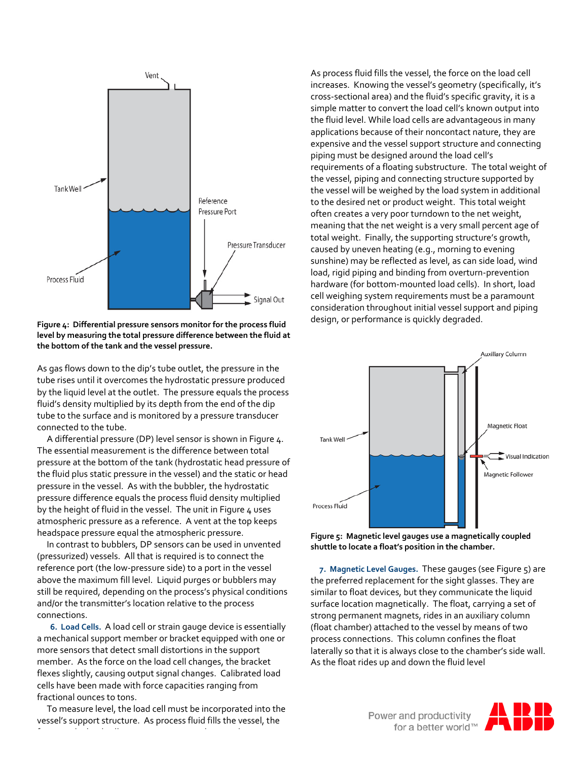Figure 4: Differential pressure sensors monitor for the process fluid level by measuring the total pressure difference between the fluid at the bottom of the tank and the vessel pressure.

As gas flows down to the dip's tube outlet, the pressure in the tube rises until it overcomes the hydrostatic pressure produced by the liquid level at the outlet. The pressure equals the process fluid's density multiplied by its depth from the end of the dip tube to the surface and is monitored by a pressure transducer connected to the tube.

A differential pressure (DP) level sensor is shown in Figure 4. The essential measurement is the difference between total pressure at the bottom of the tank (hydrostatic head pressure of the fluid plus static pressure in the vessel) and the static or head pressure in the vessel. As with the bubbler, the hydrostatic pressure difference equals the process fluid density multiplied by the height of fluid in the vessel. The unit in Figure 4 uses atmospheric pressure as a reference. A vent at the top keeps headspace pressure equal the atmospheric pressure.

In contrast to bubblers, DP sensors can be used in unvented (pressurized) vessels. All that is required is to connect the reference port (the low-pressure side) to a port in the vessel above the maximum fill level. Liquid purges or bubblers may still be required, depending on the process's physical conditions and/or the transmitter's location relative to the process connections.

**6. Load Cells.** A load cell or strain gauge device is essentially a mechanical support member or bracket equipped with one or more sensors that detect small distortions in the support member. As the force on the load cell changes, the bracket flexes slightly, causing output signal changes. Calibrated load cells have been made with force capacities ranging from fractional ounces to tons.

To measure level, the load cell must be incorporated into the vessel's support structure. As process fluid fills the vessel, the force on the load cell increases. Knowing the vessel's geometry (specifically, it's cross-sectional area) and the fluid's specific gravity, it is a simple matter to convert the load cell's known output into the fluid level. While load cells are advantageous in many applications because of their noncontact nature, they are expensive and the vessel support structure and connecting piping must be designed around the load cell's requirements of a floating substructure. The total weight of the vessel, piping and connecting structure supported by the vessel will be weighed by the load system in additional to the desired net or product weight. This total weight often creates a very poor turndown to the net weight, meaning that the net weight is a very small percent age of total weight. Finally, the supporting structure's growth, caused by uneven heating (e.g., morning to evening sunshine) may be reflected as level, as can side load, wind load, rigid piping and binding from overturn-prevention hardware (for bottom-mounted load cells). In short, load cell weighing system requirements must be a paramount consideration throughout initial vessel support and piping design, or performance is quickly degraded.

Figure 5: Magnetic level gauges use a magnetically coupled shuttle to locate a float's position in the chamber.

**7. Magnetic Level Gauges.** These gauges (see Figure 5) are the preferred replacement for the sight glasses. They are similar to float devices, but they communicate the liquid surface location magnetically. The float, carrying a set of strong permanent magnets, rides in an auxiliary column (float chamber) attached to the vessel by means of two process connections. This column confines the float laterally so that it is always close to the chamber's side wall. As the float rides up and down the fluid level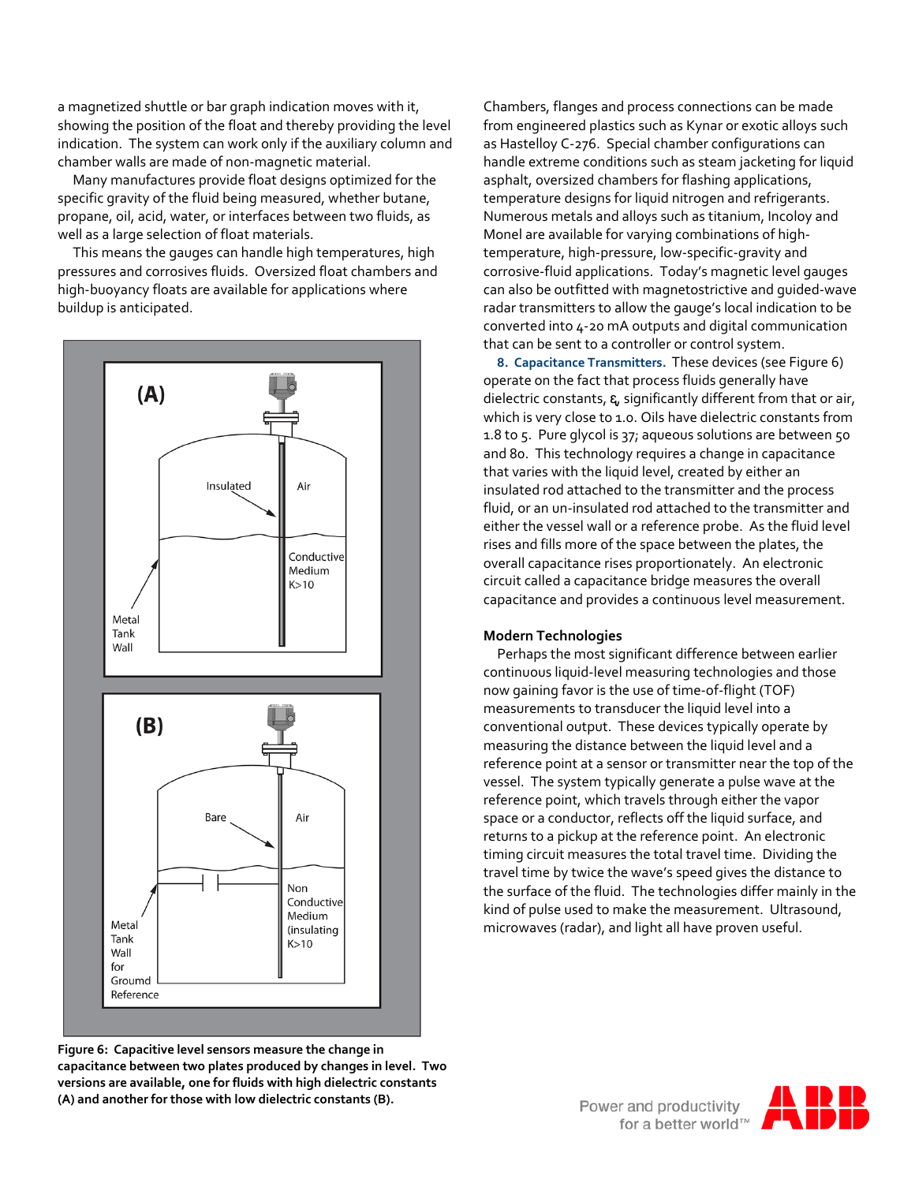a magnetized shuttle or bar graph indication moves with it, showing the position of the float and thereby providing the level indication. The system can work only if the auxiliary column and chamber walls are made of non-magnetic material.

Many manufactures provide float designs optimized for the specific gravity of the fluid being measured, whether butane, propane, oil, acid, water, or interfaces between two fluids, as well as a large selection of float materials.

This means the gauges can handle high temperatures, high pressures and corrosives fluids. Oversized float chambers and high-buoyancy floats are available for applications where buildup is anticipated.

**Figure 6: Capacitive level sensors measure the change in capacitance between two plates produced by changes in level. Two versions are available, one for fluids with high dielectric constants (A) and another for those with low dielectric constants (B).**

Chambers, flanges and process connections can be made from engineered plastics such as Kynar or exotic alloys such as Hastelloy C-276. Special chamber configurations can handle extreme conditions such as steam jacketing for liquid asphalt, oversized chambers for flashing applications, temperature designs for liquid nitrogen and refrigerants. Numerous metals and alloys such as titanium, Incoloy and Monel are available for varying combinations of high-temperature, high-pressure, low-specific-gravity and corrosive-fluid applications. Today's magnetic level gauges can also be outfitted with magnetostrictive and guided-wave radar transmitters to allow the gauge's local indication to be converted into 4-20 mA outputs and digital communication that can be sent to a controller or control system.

**8. Capacitance Transmitters.** These devices (see Figure 6) operate on the fact that process fluids generally have dielectric constants, $\varepsilon_r$ significantly different from that or air, which is very close to 1.0. Oils have dielectric constants from 1.8 to 5. Pure glycol is 37; aqueous solutions are between 50 and 80. This technology requires a change in capacitance that varies with the liquid level, created by either an insulated rod attached to the transmitter and the process fluid, or an un-insulated rod attached to the transmitter and either the vessel wall or a reference probe. As the fluid level rises and fills more of the space between the plates, the overall capacitance rises proportionately. An electronic circuit called a capacitance bridge measures the overall capacitance and provides a continuous level measurement.

## Modern Technologies

Perhaps the most significant difference between earlier continuous liquid-level measuring technologies and those now gaining favor is the use of time-of-flight (TOF) measurements to transducer the liquid level into a conventional output. These devices typically operate by measuring the distance between the liquid level and a reference point at a sensor or transmitter near the top of the vessel. The system typically generate a pulse wave at the reference point, which travels through either the vapor space or a conductor, reflects off the liquid surface, and returns to a pickup at the reference point. An electronic timing circuit measures the total travel time. Dividing the travel time by twice the wave's speed gives the distance to the surface of the fluid. The technologies differ mainly in the kind of pulse used to make the measurement. Ultrasound, microwaves (radar), and light all have proven useful.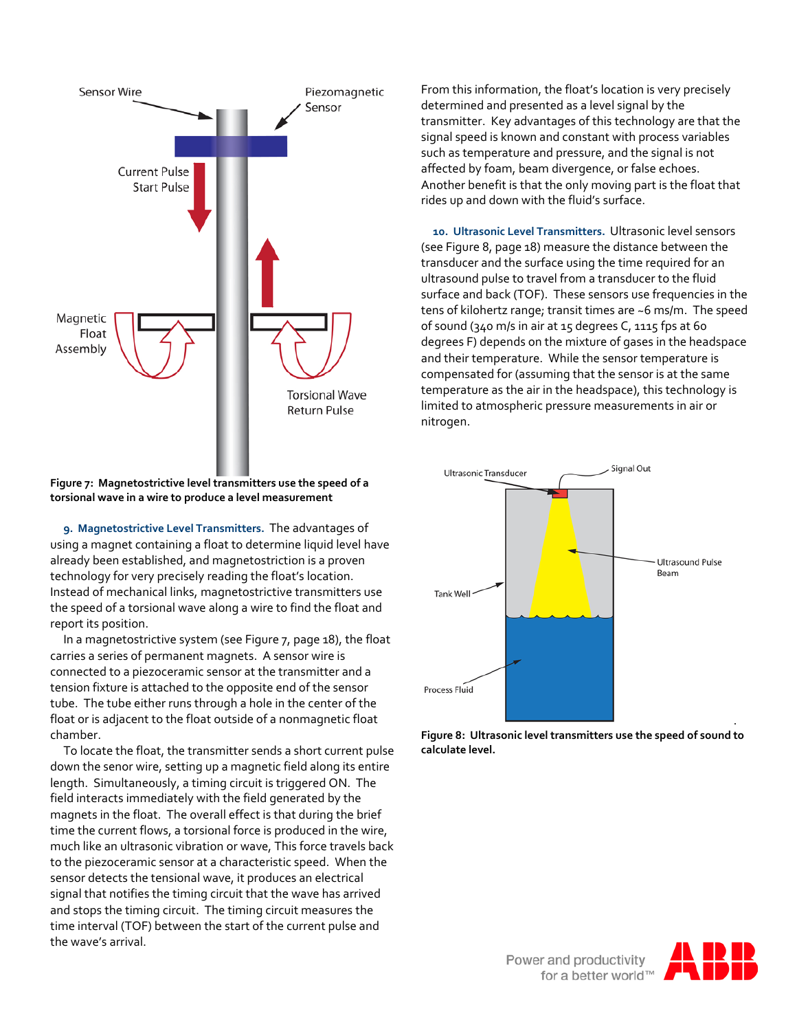Figure 7: Magnetostrictive level transmitters use the speed of a torsional wave in a wire to produce a level measurement

**9. Magnetostrictive Level Transmitters.** The advantages of using a magnet containing a float to determine liquid level have already been established, and magnetostriction is a proven technology for very precisely reading the float's location. Instead of mechanical links, magnetostrictive transmitters use the speed of a torsional wave along a wire to find the float and report its position.

In a magnetostrictive system (see Figure 7, page 18), the float carries a series of permanent magnets. A sensor wire is connected to a piezoceramic sensor at the transmitter and a tension fixture is attached to the opposite end of the sensor tube. The tube either runs through a hole in the center of the float or is adjacent to the float outside of a nonmagnetic float chamber.

To locate the float, the transmitter sends a short current pulse down the senor wire, setting up a magnetic field along its entire length. Simultaneously, a timing circuit is triggered ON. The field interacts immediately with the field generated by the magnets in the float. The overall effect is that during the brief time the current flows, a torsional force is produced in the wire, much like an ultrasonic vibration or wave, This force travels back to the piezoceramic sensor at a characteristic speed. When the sensor detects the tensional wave, it produces an electrical signal that notifies the timing circuit that the wave has arrived and stops the timing circuit. The timing circuit measures the time interval (TOF) between the start of the current pulse and the wave's arrival.

From this information, the float's location is very precisely determined and presented as a level signal by the transmitter. Key advantages of this technology are that the signal speed is known and constant with process variables such as temperature and pressure, and the signal is not affected by foam, beam divergence, or false echoes. Another benefit is that the only moving part is the float that rides up and down with the fluid's surface.

**10. Ultrasonic Level Transmitters.** Ultrasonic level sensors (see Figure 8, page 18) measure the distance between the transducer and the surface using the time required for an ultrasound pulse to travel from a transducer to the fluid surface and back (TOF). These sensors use frequencies in the tens of kilohertz range; transit times are ~6 ms/m. The speed of sound (340 m/s in air at 15 degrees C, 1115 fps at 60 degrees F) depends on the mixture of gases in the headspace and their temperature. While the sensor temperature is compensated for (assuming that the sensor is at the same temperature as the air in the headspace), this technology is limited to atmospheric pressure measurements in air or nitrogen.

Figure 8: Ultrasonic level transmitters use the speed of sound to calculate level.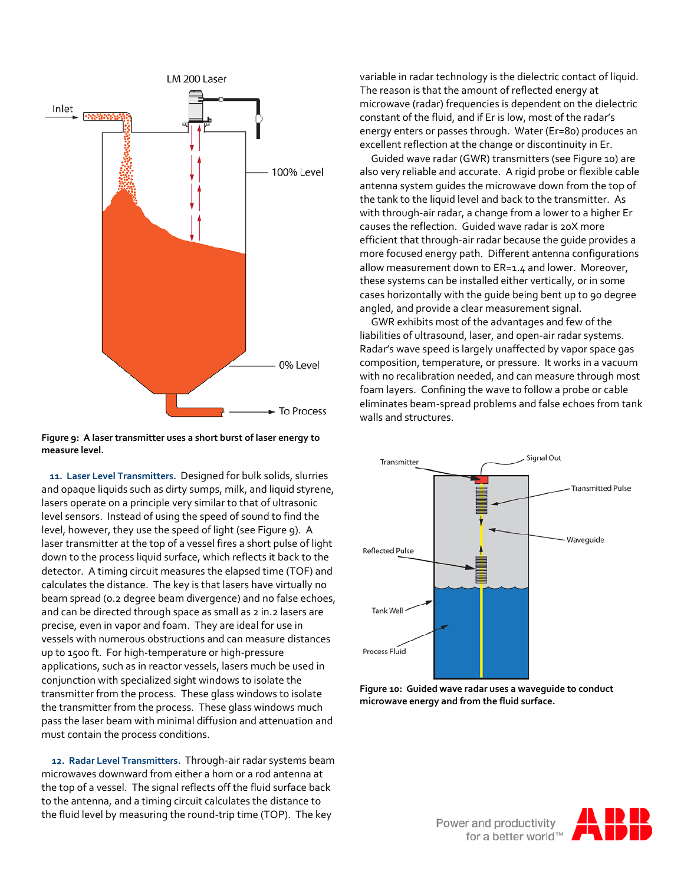Figure 9: A laser transmitter uses a short burst of laser energy to measure level.

**11. Laser Level Transmitters.** Designed for bulk solids, slurries and opaque liquids such as dirty sumps, milk, and liquid styrene, lasers operate on a principle very similar to that of ultrasonic level sensors. Instead of using the speed of sound to find the level, however, they use the speed of light (see Figure 9). A laser transmitter at the top of a vessel fires a short pulse of light down to the process liquid surface, which reflects it back to the detector. A timing circuit measures the elapsed time (TOF) and calculates the distance. The key is that lasers have virtually no beam spread (0.2 degree beam divergence) and no false echoes, and can be directed through space as small as 2 in.2 lasers are precise, even in vapor and foam. They are ideal for use in vessels with numerous obstructions and can measure distances up to 1500 ft. For high-temperature or high-pressure applications, such as in reactor vessels, lasers much be used in conjunction with specialized sight windows to isolate the transmitter from the process. These glass windows to isolate the transmitter from the process. These glass windows much pass the laser beam with minimal diffusion and attenuation and must contain the process conditions.

**12. Radar Level Transmitters.** Through-air radar systems beam microwaves downward from either a horn or a rod antenna at the top of a vessel. The signal reflects off the fluid surface back to the antenna, and a timing circuit calculates the distance to the fluid level by measuring the round-trip time (TOP). The key variable in radar technology is the dielectric contact of liquid. The reason is that the amount of reflected energy at microwave (radar) frequencies is dependent on the dielectric constant of the fluid, and if Er is low, most of the radar's energy enters or passes through. Water (Er=80) produces an excellent reflection at the change or discontinuity in Er.

Guided wave radar (GWR) transmitters (see Figure 10) are also very reliable and accurate. A rigid probe or flexible cable antenna system guides the microwave down from the top of the tank to the liquid level and back to the transmitter. As with through-air radar, a change from a lower to a higher Er causes the reflection. Guided wave radar is 20X more efficient that through-air radar because the guide provides a more focused energy path. Different antenna configurations allow measurement down to ER=1.4 and lower. Moreover, these systems can be installed either vertically, or in some cases horizontally with the guide being bent up to 90 degree angled, and provide a clear measurement signal.

GWR exhibits most of the advantages and few of the liabilities of ultrasound, laser, and open-air radar systems. Radar's wave speed is largely unaffected by vapor space gas composition, temperature, or pressure. It works in a vacuum with no recalibration needed, and can measure through most foam layers. Confining the wave to follow a probe or cable eliminates beam-spread problems and false echoes from tank walls and structures.

Figure 10: Guided wave radar uses a waveguide to conduct microwave energy and from the fluid surface.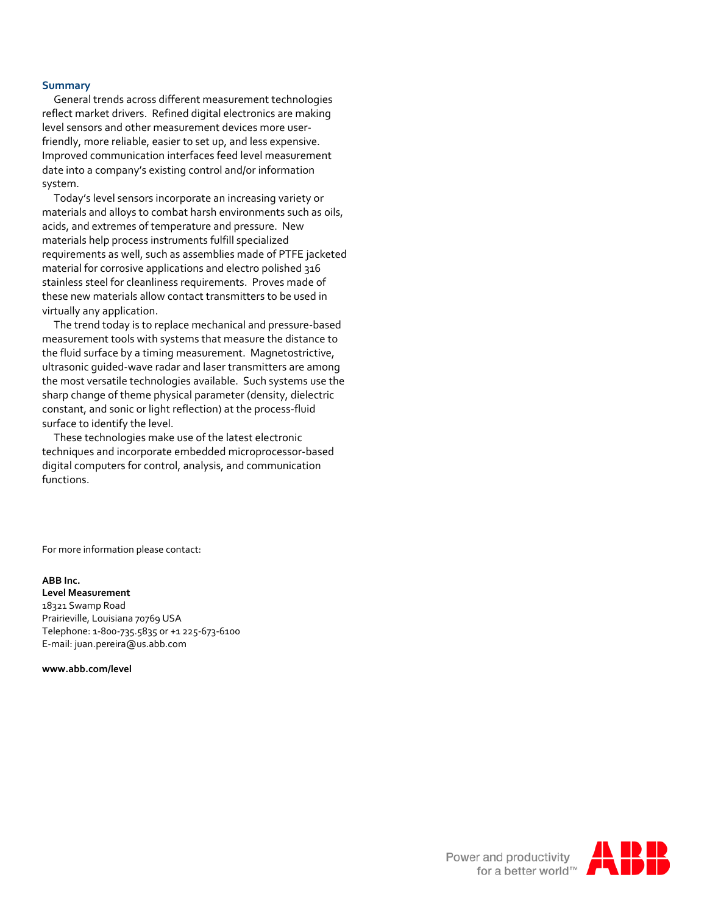## Summary

General trends across different measurement technologies reflect market drivers. Refined digital electronics are making level sensors and other measurement devices more user-friendly, more reliable, easier to set up, and less expensive. Improved communication interfaces feed level measurement date into a company's existing control and/or information system.

Today's level sensors incorporate an increasing variety or materials and alloys to combat harsh environments such as oils, acids, and extremes of temperature and pressure. New materials help process instruments fulfill specialized requirements as well, such as assemblies made of PTFE jacketed material for corrosive applications and electro polished 316 stainless steel for cleanliness requirements. Proves made of these new materials allow contact transmitters to be used in virtually any application.

The trend today is to replace mechanical and pressure-based measurement tools with systems that measure the distance to the fluid surface by a timing measurement. Magnetostrictive, ultrasonic guided-wave radar and laser transmitters are among the most versatile technologies available. Such systems use the sharp change of theme physical parameter (density, dielectric constant, and sonic or light reflection) at the process-fluid surface to identify the level.

These technologies make use of the latest electronic techniques and incorporate embedded microprocessor-based digital computers for control, analysis, and communication functions.

For more information please contact:

**ABB Inc.**
**Level Measurement**
18321 Swamp Road
Prairieville, Louisiana 70769 USA
Telephone: 1-800-735.5835 or +1 225-673-6100
E-mail: juan.pereira@us.abb.com

**www.abb.com/level**

Power and productivity for a better world™